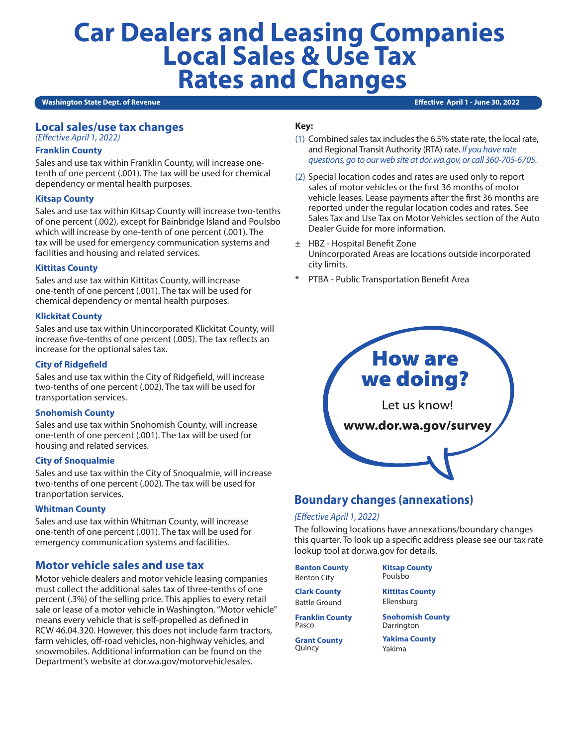# Car Dealers and Leasing Companies Local Sales & Use Tax Rates and Changes

**Washington State Dept. of Revenue** — **Effective April 1 - June 30, 2022**

## Local sales/use tax changes

*(Effective April 1, 2022)*

### Franklin County

Sales and use tax within Franklin County, will increase one-tenth of one percent (.001). The tax will be used for chemical dependency or mental health purposes.

### Kitsap County

Sales and use tax within Kitsap County will increase two-tenths of one percent (.002), except for Bainbridge Island and Poulsbo which will increase by one-tenth of one percent (.001). The tax will be used for emergency communication systems and facilities and housing and related services.

### Kittitas County

Sales and use tax within Kittitas County, will increase one-tenth of one percent (.001). The tax will be used for chemical dependency or mental health purposes.

### Klickitat County

Sales and use tax within Unincorporated Klickitat County, will increase five-tenths of one percent (.005). The tax reflects an increase for the optional sales tax.

### City of Ridgefield

Sales and use tax within the City of Ridgefield, will increase two-tenths of one percent (.002). The tax will be used for transportation services.

### Snohomish County

Sales and use tax within Snohomish County, will increase one-tenth of one percent (.001). The tax will be used for housing and related services.

### City of Snoqualmie

Sales and use tax within the City of Snoqualmie, will increase two-tenths of one percent (.002). The tax will be used for tranportation services.

### Whitman County

Sales and use tax within Whitman County, will increase one-tenth of one percent (.001). The tax will be used for emergency communication systems and facilities.

## Motor vehicle sales and use tax

Motor vehicle dealers and motor vehicle leasing companies must collect the additional sales tax of three-tenths of one percent (.3%) of the selling price. This applies to every retail sale or lease of a motor vehicle in Washington. "Motor vehicle" means every vehicle that is self-propelled as defined in RCW 46.04.320. However, this does not include farm tractors, farm vehicles, off-road vehicles, non-highway vehicles, and snowmobiles. Additional information can be found on the Department's website at dor.wa.gov/motorvehiclesales.

**Key:**

(1) Combined sales tax includes the 6.5% state rate, the local rate, and Regional Transit Authority (RTA) rate. *If you have rate questions, go to our web site at dor.wa.gov, or call 360-705-6705.*

(2) Special location codes and rates are used only to report sales of motor vehicles or the first 36 months of motor vehicle leases. Lease payments after the first 36 months are reported under the regular location codes and rates. See Sales Tax and Use Tax on Motor Vehicles section of the Auto Dealer Guide for more information.

± HBZ - Hospital Benefit Zone
Unincorporated Areas are locations outside incorporated city limits.

\* PTBA - Public Transportation Benefit Area

**How are we doing?**

Let us know!

**www.dor.wa.gov/survey**

## Boundary changes (annexations)

*(Effective April 1, 2022)*

The following locations have annexations/boundary changes this quarter. To look up a specific address please see our tax rate lookup tool at dor.wa.gov for details.

**Benton County**
Benton City

**Clark County**
Battle Ground

**Franklin County**
Pasco

**Grant County**
Quincy

**Kitsap County**
Poulsbo

**Kittitas County**
Ellensburg

**Snohomish County**
Darrington

**Yakima County**
Yakima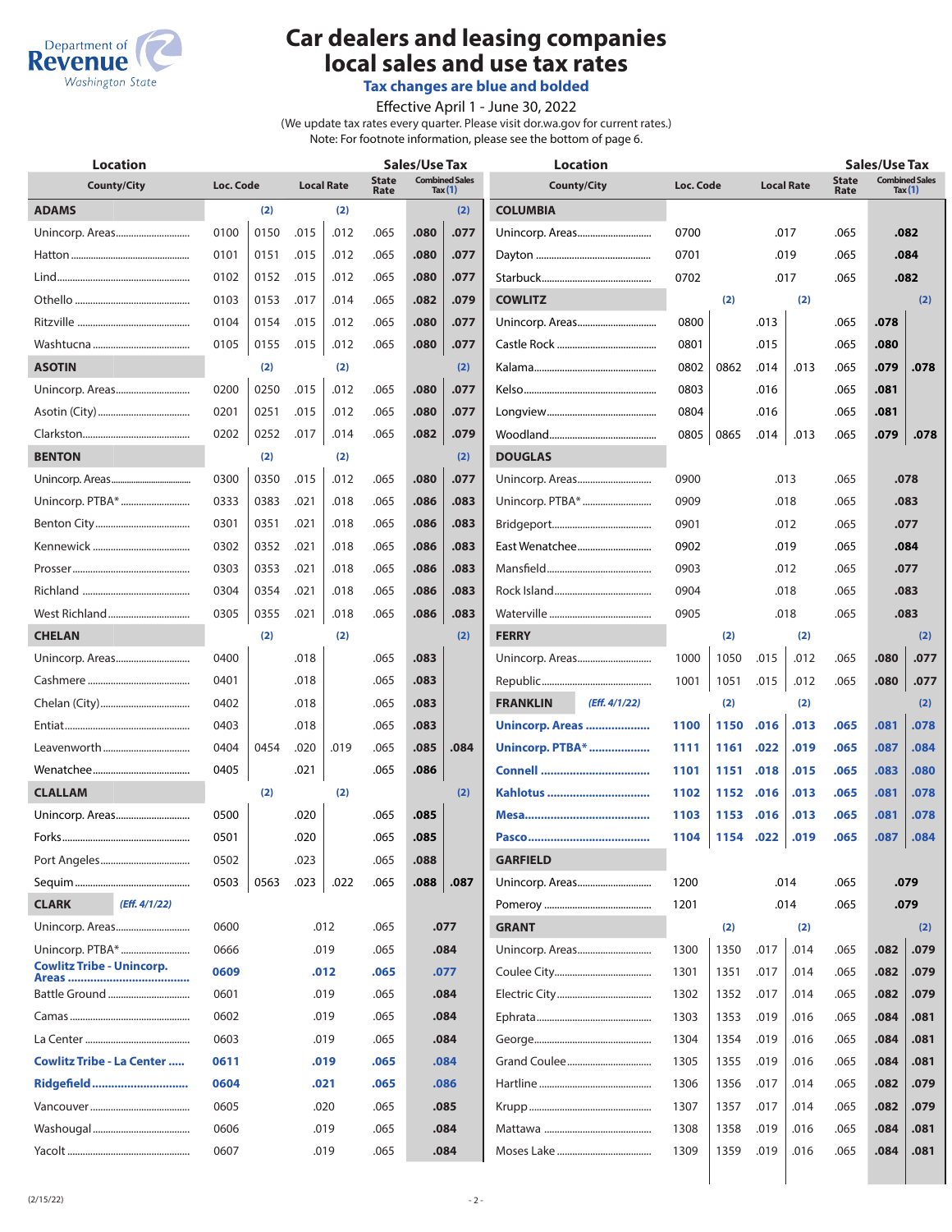Department of Revenue Washington State

# Car dealers and leasing companies local sales and use tax rates

**Tax changes are blue and bolded**

Effective April 1 - June 30, 2022

(We update tax rates every quarter. Please visit dor.wa.gov for current rates.)
Note: For footnote information, please see the bottom of page 6.

| County/City | Loc. Code | | Local Rate | | State Rate | Combined Sales Tax (1) | |
|---|---|---|---|---|---|---|---|
| **ADAMS** | (2) | | (2) | | | | (2) |
| Unincorp. Areas | 0100 | 0150 | .015 | .012 | .065 | .080 | .077 |
| Hatton | 0101 | 0151 | .015 | .012 | .065 | .080 | .077 |
| Lind | 0102 | 0152 | .015 | .012 | .065 | .080 | .077 |
| Othello | 0103 | 0153 | .017 | .014 | .065 | .082 | .079 |
| Ritzville | 0104 | 0154 | .015 | .012 | .065 | .080 | .077 |
| Washtucna | 0105 | 0155 | .015 | .012 | .065 | .080 | .077 |
| **ASOTIN** | (2) | | (2) | | | | (2) |
| Unincorp. Areas | 0200 | 0250 | .015 | .012 | .065 | .080 | .077 |
| Asotin (City) | 0201 | 0251 | .015 | .012 | .065 | .080 | .077 |
| Clarkston | 0202 | 0252 | .017 | .014 | .065 | .082 | .079 |
| **BENTON** | (2) | | (2) | | | | (2) |
| Unincorp. Areas | 0300 | 0350 | .015 | .012 | .065 | .080 | .077 |
| Unincorp. PTBA* | 0333 | 0383 | .021 | .018 | .065 | .086 | .083 |
| Benton City | 0301 | 0351 | .021 | .018 | .065 | .086 | .083 |
| Kennewick | 0302 | 0352 | .021 | .018 | .065 | .086 | .083 |
| Prosser | 0303 | 0353 | .021 | .018 | .065 | .086 | .083 |
| Richland | 0304 | 0354 | .021 | .018 | .065 | .086 | .083 |
| West Richland | 0305 | 0355 | .021 | .018 | .065 | .086 | .083 |
| **CHELAN** | (2) | | (2) | | | | (2) |
| Unincorp. Areas | 0400 | | .018 | | .065 | .083 | |
| Cashmere | 0401 | | .018 | | .065 | .083 | |
| Chelan (City) | 0402 | | .018 | | .065 | .083 | |
| Entiat | 0403 | | .018 | | .065 | .083 | |
| Leavenworth | 0404 | 0454 | .020 | .019 | .065 | .085 | .084 |
| Wenatchee | 0405 | | .021 | | .065 | .086 | |
| **CLALLAM** | (2) | | (2) | | | | (2) |
| Unincorp. Areas | 0500 | | .020 | | .065 | .085 | |
| Forks | 0501 | | .020 | | .065 | .085 | |
| Port Angeles | 0502 | | .023 | | .065 | .088 | |
| Sequim | 0503 | 0563 | .023 | .022 | .065 | .088 | .087 |
| **CLARK** *(Eff. 4/1/22)* | | | | | | | |
| Unincorp. Areas | 0600 | | .012 | | .065 | .077 | |
| Unincorp. PTBA* | 0666 | | .019 | | .065 | .084 | |
| **Cowlitz Tribe - Unincorp. Areas** | **0609** | | **.012** | | **.065** | **.077** | |
| Battle Ground | 0601 | | .019 | | .065 | .084 | |
| Camas | 0602 | | .019 | | .065 | .084 | |
| La Center | 0603 | | .019 | | .065 | .084 | |
| **Cowlitz Tribe - La Center** | **0611** | | **.019** | | **.065** | **.084** | |
| **Ridgefield** | **0604** | | **.021** | | **.065** | **.086** | |
| Vancouver | 0605 | | .020 | | .065 | .085 | |
| Washougal | 0606 | | .019 | | .065 | .084 | |
| Yacolt | 0607 | | .019 | | .065 | .084 | |
| **COLUMBIA** | | | | | | | |
| Unincorp. Areas | 0700 | | .017 | | .065 | .082 | |
| Dayton | 0701 | | .019 | | .065 | .084 | |
| Starbuck | 0702 | | .017 | | .065 | .082 | |
| **COWLITZ** | (2) | | (2) | | | | (2) |
| Unincorp. Areas | 0800 | | .013 | | .065 | .078 | |
| Castle Rock | 0801 | | .015 | | .065 | .080 | |
| Kalama | 0802 | 0862 | .014 | .013 | .065 | .079 | .078 |
| Kelso | 0803 | | .016 | | .065 | .081 | |
| Longview | 0804 | | .016 | | .065 | .081 | |
| Woodland | 0805 | 0865 | .014 | .013 | .065 | .079 | .078 |
| **DOUGLAS** | | | | | | | |
| Unincorp. Areas | 0900 | | .013 | | .065 | .078 | |
| Unincorp. PTBA* | 0909 | | .018 | | .065 | .083 | |
| Bridgeport | 0901 | | .012 | | .065 | .077 | |
| East Wenatchee | 0902 | | .019 | | .065 | .084 | |
| Mansfield | 0903 | | .012 | | .065 | .077 | |
| Rock Island | 0904 | | .018 | | .065 | .083 | |
| Waterville | 0905 | | .018 | | .065 | .083 | |
| **FERRY** | (2) | | (2) | | | | (2) |
| Unincorp. Areas | 1000 | 1050 | .015 | .012 | .065 | .080 | .077 |
| Republic | 1001 | 1051 | .015 | .012 | .065 | .080 | .077 |
| **FRANKLIN** *(Eff. 4/1/22)* | (2) | | (2) | | | | (2) |
| **Unincorp. Areas** | **1100** | **1150** | **.016** | **.013** | **.065** | **.081** | **.078** |
| **Unincorp. PTBA*** | **1111** | **1161** | **.022** | **.019** | **.065** | **.087** | **.084** |
| **Connell** | **1101** | **1151** | **.018** | **.015** | **.065** | **.083** | **.080** |
| **Kahlotus** | **1102** | **1152** | **.016** | **.013** | **.065** | **.081** | **.078** |
| **Mesa** | **1103** | **1153** | **.016** | **.013** | **.065** | **.081** | **.078** |
| **Pasco** | **1104** | **1154** | **.022** | **.019** | **.065** | **.087** | **.084** |
| **GARFIELD** | | | | | | | |
| Unincorp. Areas | 1200 | | .014 | | .065 | .079 | |
| Pomeroy | 1201 | | .014 | | .065 | .079 | |
| **GRANT** | (2) | | (2) | | | | (2) |
| Unincorp. Areas | 1300 | 1350 | .017 | .014 | .065 | .082 | .079 |
| Coulee City | 1301 | 1351 | .017 | .014 | .065 | .082 | .079 |
| Electric City | 1302 | 1352 | .017 | .014 | .065 | .082 | .079 |
| Ephrata | 1303 | 1353 | .019 | .016 | .065 | .084 | .081 |
| George | 1304 | 1354 | .019 | .016 | .065 | .084 | .081 |
| Grand Coulee | 1305 | 1355 | .019 | .016 | .065 | .084 | .081 |
| Hartline | 1306 | 1356 | .017 | .014 | .065 | .082 | .079 |
| Krupp | 1307 | 1357 | .017 | .014 | .065 | .082 | .079 |
| Mattawa | 1308 | 1358 | .019 | .016 | .065 | .084 | .081 |
| Moses Lake | 1309 | 1359 | .019 | .016 | .065 | .084 | .081 |

(2/15/22)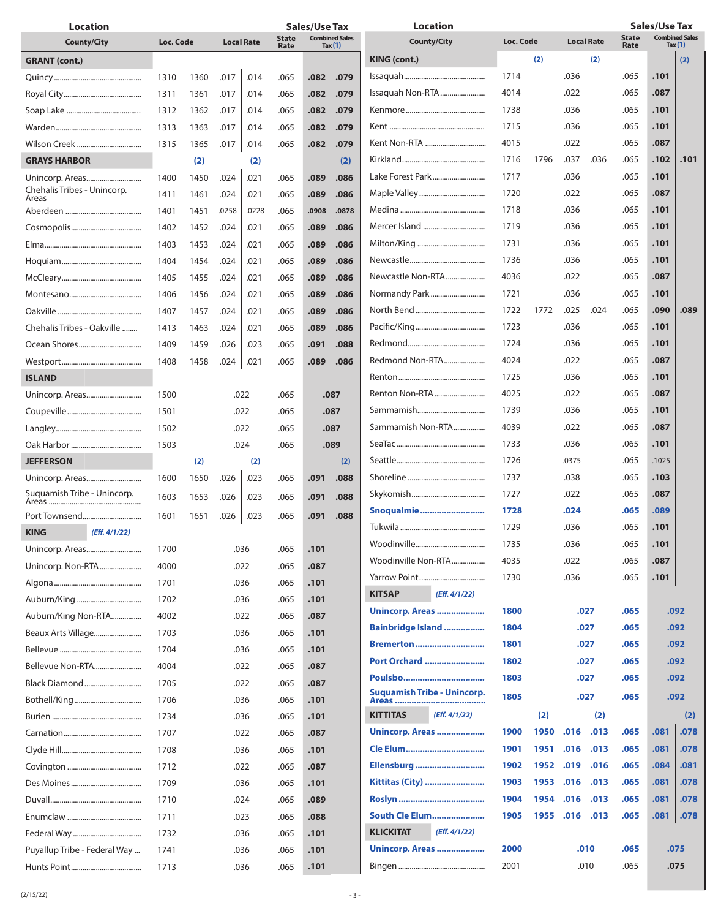| Location County/City | Loc. Code | | Local Rate | | State Rate | Combined Sales Tax (1) | |
|---|---|---|---|---|---|---|---|
| **GRANT (cont.)** | | | | | | | |
| Quincy | 1310 | 1360 | .017 | .014 | .065 | **.082** | **.079** |
| Royal City | 1311 | 1361 | .017 | .014 | .065 | **.082** | **.079** |
| Soap Lake | 1312 | 1362 | .017 | .014 | .065 | **.082** | **.079** |
| Warden | 1313 | 1363 | .017 | .014 | .065 | **.082** | **.079** |
| Wilson Creek | 1315 | 1365 | .017 | .014 | .065 | **.082** | **.079** |
| **GRAYS HARBOR** | (2) | | (2) | | | | (2) |
| Unincorp. Areas | 1400 | 1450 | .024 | .021 | .065 | **.089** | **.086** |
| Chehalis Tribes - Unincorp. Areas | 1411 | 1461 | .024 | .021 | .065 | **.089** | **.086** |
| Aberdeen | 1401 | 1451 | .0258 | .0228 | .065 | **.0908** | **.0878** |
| Cosmopolis | 1402 | 1452 | .024 | .021 | .065 | **.089** | **.086** |
| Elma | 1403 | 1453 | .024 | .021 | .065 | **.089** | **.086** |
| Hoquiam | 1404 | 1454 | .024 | .021 | .065 | **.089** | **.086** |
| McCleary | 1405 | 1455 | .024 | .021 | .065 | **.089** | **.086** |
| Montesano | 1406 | 1456 | .024 | .021 | .065 | **.089** | **.086** |
| Oakville | 1407 | 1457 | .024 | .021 | .065 | **.089** | **.086** |
| Chehalis Tribes - Oakville | 1413 | 1463 | .024 | .021 | .065 | **.089** | **.086** |
| Ocean Shores | 1409 | 1459 | .026 | .023 | .065 | **.091** | **.088** |
| Westport | 1408 | 1458 | .024 | .021 | .065 | **.089** | **.086** |
| **ISLAND** | | | | | | | |
| Unincorp. Areas | 1500 | | .022 | | .065 | **.087** | |
| Coupeville | 1501 | | .022 | | .065 | **.087** | |
| Langley | 1502 | | .022 | | .065 | **.087** | |
| Oak Harbor | 1503 | | .024 | | .065 | **.089** | |
| **JEFFERSON** | (2) | | (2) | | | | (2) |
| Unincorp. Areas | 1600 | 1650 | .026 | .023 | .065 | **.091** | **.088** |
| Suquamish Tribe - Unincorp. Areas | 1603 | 1653 | .026 | .023 | .065 | **.091** | **.088** |
| Port Townsend | 1601 | 1651 | .026 | .023 | .065 | **.091** | **.088** |
| **KING** *(Eff. 4/1/22)* | | | | | | | |
| Unincorp. Areas | 1700 | | .036 | | .065 | **.101** | |
| Unincorp. Non-RTA | 4000 | | .022 | | .065 | **.087** | |
| Algona | 1701 | | .036 | | .065 | **.101** | |
| Auburn/King | 1702 | | .036 | | .065 | **.101** | |
| Auburn/King Non-RTA | 4002 | | .022 | | .065 | **.087** | |
| Beaux Arts Village | 1703 | | .036 | | .065 | **.101** | |
| Bellevue | 1704 | | .036 | | .065 | **.101** | |
| Bellevue Non-RTA | 4004 | | .022 | | .065 | **.087** | |
| Black Diamond | 1705 | | .022 | | .065 | **.087** | |
| Bothell/King | 1706 | | .036 | | .065 | **.101** | |
| Burien | 1734 | | .036 | | .065 | **.101** | |
| Carnation | 1707 | | .022 | | .065 | **.087** | |
| Clyde Hill | 1708 | | .036 | | .065 | **.101** | |
| Covington | 1712 | | .022 | | .065 | **.087** | |
| Des Moines | 1709 | | .036 | | .065 | **.101** | |
| Duvall | 1710 | | .024 | | .065 | **.089** | |
| Enumclaw | 1711 | | .023 | | .065 | **.088** | |
| Federal Way | 1732 | | .036 | | .065 | **.101** | |
| Puyallup Tribe - Federal Way | 1741 | | .036 | | .065 | **.101** | |
| Hunts Point | 1713 | | .036 | | .065 | **.101** | |
| **KING (cont.)** | | (2) | | (2) | | | (2) |
| Issaquah | 1714 | | .036 | | .065 | **.101** | |
| Issaquah Non-RTA | 4014 | | .022 | | .065 | **.087** | |
| Kenmore | 1738 | | .036 | | .065 | **.101** | |
| Kent | 1715 | | .036 | | .065 | **.101** | |
| Kent Non-RTA | 4015 | | .022 | | .065 | **.087** | |
| Kirkland | 1716 | 1796 | .037 | .036 | .065 | **.102** | **.101** |
| Lake Forest Park | 1717 | | .036 | | .065 | **.101** | |
| Maple Valley | 1720 | | .022 | | .065 | **.087** | |
| Medina | 1718 | | .036 | | .065 | **.101** | |
| Mercer Island | 1719 | | .036 | | .065 | **.101** | |
| Milton/King | 1731 | | .036 | | .065 | **.101** | |
| Newcastle | 1736 | | .036 | | .065 | **.101** | |
| Newcastle Non-RTA | 4036 | | .022 | | .065 | **.087** | |
| Normandy Park | 1721 | | .036 | | .065 | **.101** | |
| North Bend | 1722 | 1772 | .025 | .024 | .065 | **.090** | **.089** |
| Pacific/King | 1723 | | .036 | | .065 | **.101** | |
| Redmond | 1724 | | .036 | | .065 | **.101** | |
| Redmond Non-RTA | 4024 | | .022 | | .065 | **.087** | |
| Renton | 1725 | | .036 | | .065 | **.101** | |
| Renton Non-RTA | 4025 | | .022 | | .065 | **.087** | |
| Sammamish | 1739 | | .036 | | .065 | **.101** | |
| Sammamish Non-RTA | 4039 | | .022 | | .065 | **.087** | |
| SeaTac | 1733 | | .036 | | .065 | **.101** | |
| Seattle | 1726 | | .0375 | | .065 | **.1025** | |
| Shoreline | 1737 | | .038 | | .065 | **.103** | |
| Skykomish | 1727 | | .022 | | .065 | **.087** | |
| **Snoqualmie** | **1728** | | **.024** | | **.065** | **.089** | |
| Tukwila | 1729 | | .036 | | .065 | **.101** | |
| Woodinville | 1735 | | .036 | | .065 | **.101** | |
| Woodinville Non-RTA | 4035 | | .022 | | .065 | **.087** | |
| Yarrow Point | 1730 | | .036 | | .065 | **.101** | |
| **KITSAP** *(Eff. 4/1/22)* | | | | | | | |
| **Unincorp. Areas** | **1800** | | **.027** | | **.065** | **.092** | |
| **Bainbridge Island** | **1804** | | **.027** | | **.065** | **.092** | |
| **Bremerton** | **1801** | | **.027** | | **.065** | **.092** | |
| **Port Orchard** | **1802** | | **.027** | | **.065** | **.092** | |
| **Poulsbo** | **1803** | | **.027** | | **.065** | **.092** | |
| **Suquamish Tribe - Unincorp. Areas** | **1805** | | **.027** | | **.065** | **.092** | |
| **KITTITAS** *(Eff. 4/1/22)* | (2) | | (2) | | | | (2) |
| **Unincorp. Areas** | **1900** | **1950** | **.016** | **.013** | **.065** | **.081** | **.078** |
| **Cle Elum** | **1901** | **1951** | **.016** | **.013** | **.065** | **.081** | **.078** |
| **Ellensburg** | **1902** | **1952** | **.019** | **.016** | **.065** | **.084** | **.081** |
| **Kittitas (City)** | **1903** | **1953** | **.016** | **.013** | **.065** | **.081** | **.078** |
| **Roslyn** | **1904** | **1954** | **.016** | **.013** | **.065** | **.081** | **.078** |
| **South Cle Elum** | **1905** | **1955** | **.016** | **.013** | **.065** | **.081** | **.078** |
| **KLICKITAT** *(Eff. 4/1/22)* | | | | | | | |
| **Unincorp. Areas** | **2000** | | **.010** | | **.065** | **.075** | |
| Bingen | 2001 | | .010 | | .065 | **.075** | |

(2/15/22)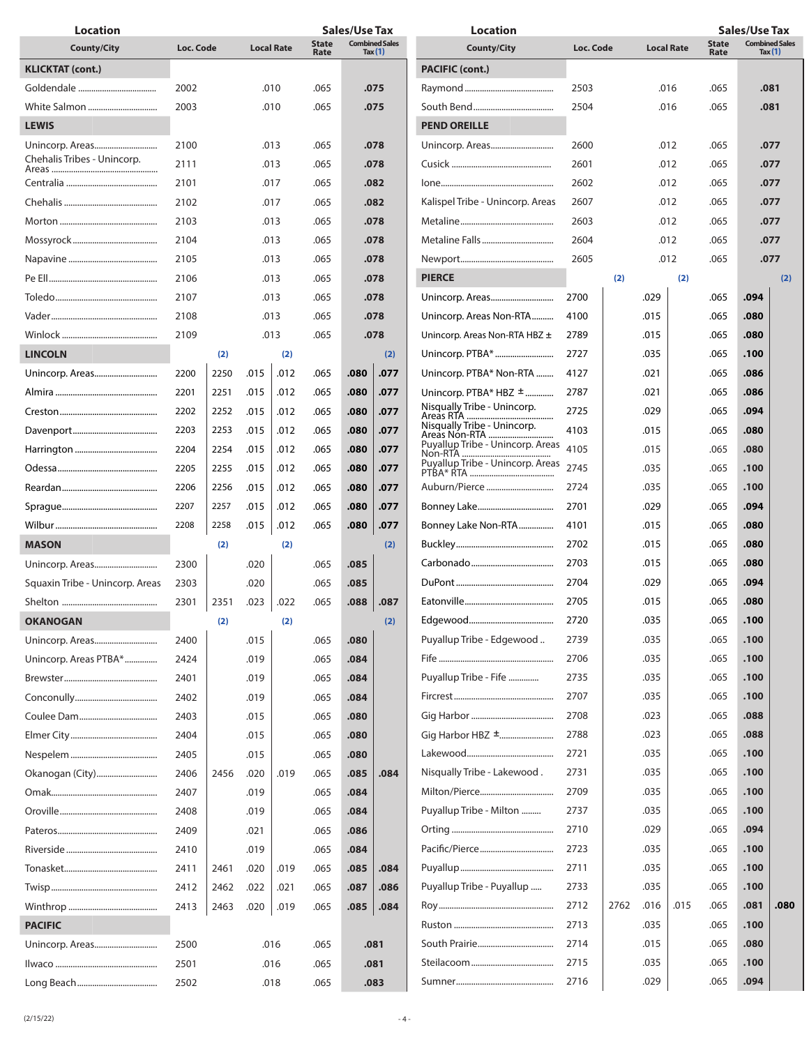| County/City | Loc. Code | | Local Rate | | State Rate | Combined Sales Tax (1) | |
|---|---|---|---|---|---|---|---|
| **KLICKTAT (cont.)** | | | | | | | |
| Goldendale | 2002 | | .010 | | .065 | **.075** | |
| White Salmon | 2003 | | .010 | | .065 | **.075** | |
| **LEWIS** | | | | | | | |
| Unincorp. Areas | 2100 | | .013 | | .065 | **.078** | |
| Chehalis Tribes - Unincorp. Areas | 2111 | | .013 | | .065 | **.078** | |
| Centralia | 2101 | | .017 | | .065 | **.082** | |
| Chehalis | 2102 | | .017 | | .065 | **.082** | |
| Morton | 2103 | | .013 | | .065 | **.078** | |
| Mossyrock | 2104 | | .013 | | .065 | **.078** | |
| Napavine | 2105 | | .013 | | .065 | **.078** | |
| Pe Ell | 2106 | | .013 | | .065 | **.078** | |
| Toledo | 2107 | | .013 | | .065 | **.078** | |
| Vader | 2108 | | .013 | | .065 | **.078** | |
| Winlock | 2109 | | .013 | | .065 | **.078** | |
| **LINCOLN** | | (2) | | (2) | | | (2) |
| Unincorp. Areas | 2200 | 2250 | .015 | .012 | .065 | **.080** | **.077** |
| Almira | 2201 | 2251 | .015 | .012 | .065 | **.080** | **.077** |
| Creston | 2202 | 2252 | .015 | .012 | .065 | **.080** | **.077** |
| Davenport | 2203 | 2253 | .015 | .012 | .065 | **.080** | **.077** |
| Harrington | 2204 | 2254 | .015 | .012 | .065 | **.080** | **.077** |
| Odessa | 2205 | 2255 | .015 | .012 | .065 | **.080** | **.077** |
| Reardan | 2206 | 2256 | .015 | .012 | .065 | **.080** | **.077** |
| Sprague | 2207 | 2257 | .015 | .012 | .065 | **.080** | **.077** |
| Wilbur | 2208 | 2258 | .015 | .012 | .065 | **.080** | **.077** |
| **MASON** | | (2) | | (2) | | | (2) |
| Unincorp. Areas | 2300 | | .020 | | .065 | **.085** | |
| Squaxin Tribe - Unincorp. Areas | 2303 | | .020 | | .065 | **.085** | |
| Shelton | 2301 | 2351 | .023 | .022 | .065 | **.088** | **.087** |
| **OKANOGAN** | | (2) | | (2) | | | (2) |
| Unincorp. Areas | 2400 | | .015 | | .065 | **.080** | |
| Unincorp. Areas PTBA* | 2424 | | .019 | | .065 | **.084** | |
| Brewster | 2401 | | .019 | | .065 | **.084** | |
| Conconully | 2402 | | .019 | | .065 | **.084** | |
| Coulee Dam | 2403 | | .015 | | .065 | **.080** | |
| Elmer City | 2404 | | .015 | | .065 | **.080** | |
| Nespelem | 2405 | | .015 | | .065 | **.080** | |
| Okanogan (City) | 2406 | 2456 | .020 | .019 | .065 | **.085** | **.084** |
| Omak | 2407 | | .019 | | .065 | **.084** | |
| Oroville | 2408 | | .019 | | .065 | **.084** | |
| Pateros | 2409 | | .021 | | .065 | **.086** | |
| Riverside | 2410 | | .019 | | .065 | **.084** | |
| Tonasket | 2411 | 2461 | .020 | .019 | .065 | **.085** | **.084** |
| Twisp | 2412 | 2462 | .022 | .021 | .065 | **.087** | **.086** |
| Winthrop | 2413 | 2463 | .020 | .019 | .065 | **.085** | **.084** |
| **PACIFIC** | | | | | | | |
| Unincorp. Areas | 2500 | | .016 | | .065 | **.081** | |
| Ilwaco | 2501 | | .016 | | .065 | **.081** | |
| Long Beach | 2502 | | .018 | | .065 | **.083** | |

| County/City | Loc. Code | | Local Rate | | State Rate | Combined Sales Tax (1) | |
|---|---|---|---|---|---|---|---|
| **PACIFIC (cont.)** | | | | | | | |
| Raymond | 2503 | | .016 | | .065 | **.081** | |
| South Bend | 2504 | | .016 | | .065 | **.081** | |
| **PEND OREILLE** | | | | | | | |
| Unincorp. Areas | 2600 | | .012 | | .065 | **.077** | |
| Cusick | 2601 | | .012 | | .065 | **.077** | |
| Ione | 2602 | | .012 | | .065 | **.077** | |
| Kalispel Tribe - Unincorp. Areas | 2607 | | .012 | | .065 | **.077** | |
| Metaline | 2603 | | .012 | | .065 | **.077** | |
| Metaline Falls | 2604 | | .012 | | .065 | **.077** | |
| Newport | 2605 | | .012 | | .065 | **.077** | |
| **PIERCE** | | (2) | | (2) | | | (2) |
| Unincorp. Areas | 2700 | | .029 | | .065 | **.094** | |
| Unincorp. Areas Non-RTA | 4100 | | .015 | | .065 | **.080** | |
| Unincorp. Areas Non-RTA HBZ ± | 2789 | | .015 | | .065 | **.080** | |
| Unincorp. PTBA* | 2727 | | .035 | | .065 | **.100** | |
| Unincorp. PTBA* Non-RTA | 4127 | | .021 | | .065 | **.086** | |
| Unincorp. PTBA* HBZ ± | 2787 | | .021 | | .065 | **.086** | |
| Nisqually Tribe - Unincorp. Areas RTA | 2725 | | .029 | | .065 | **.094** | |
| Nisqually Tribe - Unincorp. Areas Non-RTA | 4103 | | .015 | | .065 | **.080** | |
| Puyallup Tribe - Unincorp. Areas Non-RTA | 4105 | | .015 | | .065 | **.080** | |
| Puyallup Tribe - Unincorp. Areas PTBA* RTA | 2745 | | .035 | | .065 | **.100** | |
| Auburn/Pierce | 2724 | | .035 | | .065 | **.100** | |
| Bonney Lake | 2701 | | .029 | | .065 | **.094** | |
| Bonney Lake Non-RTA | 4101 | | .015 | | .065 | **.080** | |
| Buckley | 2702 | | .015 | | .065 | **.080** | |
| Carbonado | 2703 | | .015 | | .065 | **.080** | |
| DuPont | 2704 | | .029 | | .065 | **.094** | |
| Eatonville | 2705 | | .015 | | .065 | **.080** | |
| Edgewood | 2720 | | .035 | | .065 | **.100** | |
| Puyallup Tribe - Edgewood | 2739 | | .035 | | .065 | **.100** | |
| Fife | 2706 | | .035 | | .065 | **.100** | |
| Puyallup Tribe - Fife | 2735 | | .035 | | .065 | **.100** | |
| Fircrest | 2707 | | .035 | | .065 | **.100** | |
| Gig Harbor | 2708 | | .023 | | .065 | **.088** | |
| Gig Harbor HBZ ± | 2788 | | .023 | | .065 | **.088** | |
| Lakewood | 2721 | | .035 | | .065 | **.100** | |
| Nisqually Tribe - Lakewood | 2731 | | .035 | | .065 | **.100** | |
| Milton/Pierce | 2709 | | .035 | | .065 | **.100** | |
| Puyallup Tribe - Milton | 2737 | | .035 | | .065 | **.100** | |
| Orting | 2710 | | .029 | | .065 | **.094** | |
| Pacific/Pierce | 2723 | | .035 | | .065 | **.100** | |
| Puyallup | 2711 | | .035 | | .065 | **.100** | |
| Puyallup Tribe - Puyallup | 2733 | | .035 | | .065 | **.100** | |
| Roy | 2712 | 2762 | .016 | .015 | .065 | **.081** | **.080** |
| Ruston | 2713 | | .035 | | .065 | **.100** | |
| South Prairie | 2714 | | .015 | | .065 | **.080** | |
| Steilacoom | 2715 | | .035 | | .065 | **.100** | |
| Sumner | 2716 | | .029 | | .065 | **.094** | |

(2/15/22)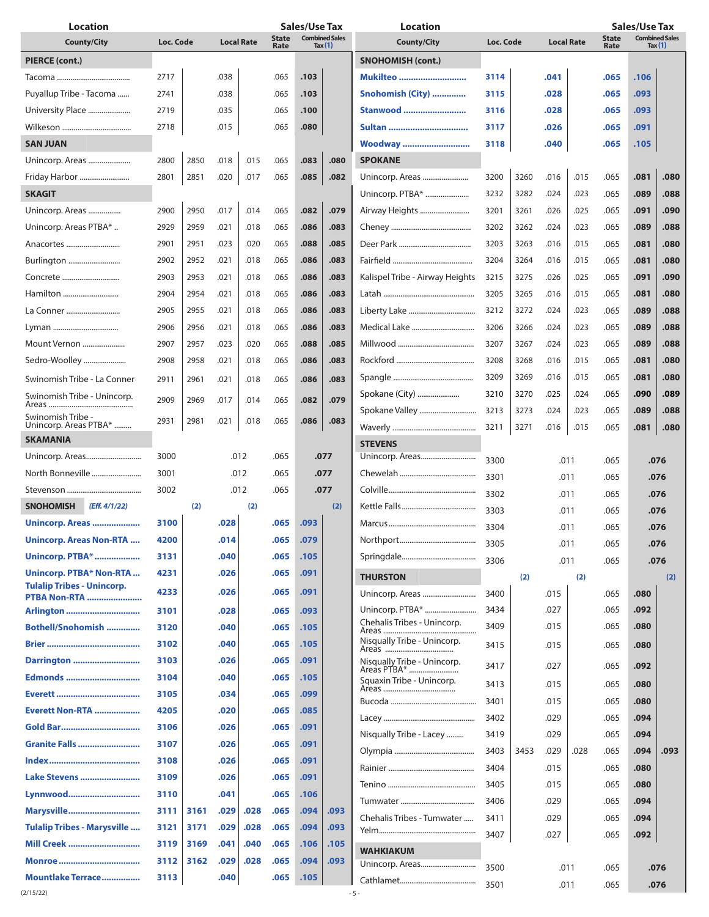| Location County/City | Loc. Code | | Local Rate | | State Rate | Sales/Use Tax Combined Sales Tax (1) | |
|---|---|---|---|---|---|---|---|
| **PIERCE (cont.)** | | | | | | | |
| Tacoma | 2717 | | .038 | | .065 | **.103** | |
| Puyallup Tribe - Tacoma | 2741 | | .038 | | .065 | **.103** | |
| University Place | 2719 | | .035 | | .065 | **.100** | |
| Wilkeson | 2718 | | .015 | | .065 | **.080** | |
| **SAN JUAN** | | | | | | | |
| Unincorp. Areas | 2800 | 2850 | .018 | .015 | .065 | **.083** | **.080** |
| Friday Harbor | 2801 | 2851 | .020 | .017 | .065 | **.085** | **.082** |
| **SKAGIT** | | | | | | | |
| Unincorp. Areas | 2900 | 2950 | .017 | .014 | .065 | **.082** | **.079** |
| Unincorp. Areas PTBA* | 2929 | 2959 | .021 | .018 | .065 | **.086** | **.083** |
| Anacortes | 2901 | 2951 | .023 | .020 | .065 | **.088** | **.085** |
| Burlington | 2902 | 2952 | .021 | .018 | .065 | **.086** | **.083** |
| Concrete | 2903 | 2953 | .021 | .018 | .065 | **.086** | **.083** |
| Hamilton | 2904 | 2954 | .021 | .018 | .065 | **.086** | **.083** |
| La Conner | 2905 | 2955 | .021 | .018 | .065 | **.086** | **.083** |
| Lyman | 2906 | 2956 | .021 | .018 | .065 | **.086** | **.083** |
| Mount Vernon | 2907 | 2957 | .023 | .020 | .065 | **.088** | **.085** |
| Sedro-Woolley | 2908 | 2958 | .021 | .018 | .065 | **.086** | **.083** |
| Swinomish Tribe - La Conner | 2911 | 2961 | .021 | .018 | .065 | **.086** | **.083** |
| Swinomish Tribe - Unincorp. Areas | 2909 | 2969 | .017 | .014 | .065 | **.082** | **.079** |
| Swinomish Tribe - Unincorp. Areas PTBA* | 2931 | 2981 | .021 | .018 | .065 | **.086** | **.083** |
| **SKAMANIA** | | | | | | | |
| Unincorp. Areas | 3000 | | .012 | | .065 | **.077** | |
| North Bonneville | 3001 | | .012 | | .065 | **.077** | |
| Stevenson | 3002 | | .012 | | .065 | **.077** | |
| **SNOHOMISH** *(Eff. 4/1/22)* | (2) | | (2) | | | (2) | |
| **Unincorp. Areas** | **3100** | | **.028** | | **.065** | **.093** | |
| **Unincorp. Areas Non-RTA** | **4200** | | **.014** | | **.065** | **.079** | |
| **Unincorp. PTBA*** | **3131** | | **.040** | | **.065** | **.105** | |
| **Unincorp. PTBA* Non-RTA** | **4231** | | **.026** | | **.065** | **.091** | |
| **Tulalip Tribes - Unincorp. PTBA Non-RTA** | **4233** | | **.026** | | **.065** | **.091** | |
| **Arlington** | **3101** | | **.028** | | **.065** | **.093** | |
| **Bothell/Snohomish** | **3120** | | **.040** | | **.065** | **.105** | |
| **Brier** | **3102** | | **.040** | | **.065** | **.105** | |
| **Darrington** | **3103** | | **.026** | | **.065** | **.091** | |
| **Edmonds** | **3104** | | **.040** | | **.065** | **.105** | |
| **Everett** | **3105** | | **.034** | | **.065** | **.099** | |
| **Everett Non-RTA** | **4205** | | **.020** | | **.065** | **.085** | |
| **Gold Bar** | **3106** | | **.026** | | **.065** | **.091** | |
| **Granite Falls** | **3107** | | **.026** | | **.065** | **.091** | |
| **Index** | **3108** | | **.026** | | **.065** | **.091** | |
| **Lake Stevens** | **3109** | | **.026** | | **.065** | **.091** | |
| **Lynnwood** | **3110** | | **.041** | | **.065** | **.106** | |
| **Marysville** | **3111** | **3161** | **.029** | **.028** | **.065** | **.094** | **.093** |
| **Tulalip Tribes - Marysville** | **3121** | **3171** | **.029** | **.028** | **.065** | **.094** | **.093** |
| **Mill Creek** | **3119** | **3169** | **.041** | **.040** | **.065** | **.106** | **.105** |
| **Monroe** | **3112** | **3162** | **.029** | **.028** | **.065** | **.094** | **.093** |
| **Mountlake Terrace** | **3113** | | **.040** | | **.065** | **.105** | |
| **SNOHOMISH (cont.)** | | | | | | | |
| **Mukilteo** | **3114** | | **.041** | | **.065** | **.106** | |
| **Snohomish (City)** | **3115** | | **.028** | | **.065** | **.093** | |
| **Stanwood** | **3116** | | **.028** | | **.065** | **.093** | |
| **Sultan** | **3117** | | **.026** | | **.065** | **.091** | |
| **Woodway** | **3118** | | **.040** | | **.065** | **.105** | |
| **SPOKANE** | | | | | | | |
| Unincorp. Areas | 3200 | 3260 | .016 | .015 | .065 | **.081** | **.080** |
| Unincorp. PTBA* | 3232 | 3282 | .024 | .023 | .065 | **.089** | **.088** |
| Airway Heights | 3201 | 3261 | .026 | .025 | .065 | **.091** | **.090** |
| Cheney | 3202 | 3262 | .024 | .023 | .065 | **.089** | **.088** |
| Deer Park | 3203 | 3263 | .016 | .015 | .065 | **.081** | **.080** |
| Fairfield | 3204 | 3264 | .016 | .015 | .065 | **.081** | **.080** |
| Kalispel Tribe - Airway Heights | 3215 | 3275 | .026 | .025 | .065 | **.091** | **.090** |
| Latah | 3205 | 3265 | .016 | .015 | .065 | **.081** | **.080** |
| Liberty Lake | 3212 | 3272 | .024 | .023 | .065 | **.089** | **.088** |
| Medical Lake | 3206 | 3266 | .024 | .023 | .065 | **.089** | **.088** |
| Millwood | 3207 | 3267 | .024 | .023 | .065 | **.089** | **.088** |
| Rockford | 3208 | 3268 | .016 | .015 | .065 | **.081** | **.080** |
| Spangle | 3209 | 3269 | .016 | .015 | .065 | **.081** | **.080** |
| Spokane (City) | 3210 | 3270 | .025 | .024 | .065 | **.090** | **.089** |
| Spokane Valley | 3213 | 3273 | .024 | .023 | .065 | **.089** | **.088** |
| Waverly | 3211 | 3271 | .016 | .015 | .065 | **.081** | **.080** |
| **STEVENS** | | | | | | | |
| Unincorp. Areas | 3300 | | .011 | | .065 | **.076** | |
| Chewelah | 3301 | | .011 | | .065 | **.076** | |
| Colville | 3302 | | .011 | | .065 | **.076** | |
| Kettle Falls | 3303 | | .011 | | .065 | **.076** | |
| Marcus | 3304 | | .011 | | .065 | **.076** | |
| Northport | 3305 | | .011 | | .065 | **.076** | |
| Springdale | 3306 | | .011 | | .065 | **.076** | |
| **THURSTON** | (2) | | (2) | | | (2) | |
| Unincorp. Areas | 3400 | | .015 | | .065 | **.080** | |
| Unincorp. PTBA* | 3434 | | .027 | | .065 | **.092** | |
| Chehalis Tribes - Unincorp. Areas | 3409 | | .015 | | .065 | **.080** | |
| Nisqually Tribe - Unincorp. Areas | 3415 | | .015 | | .065 | **.080** | |
| Nisqually Tribe - Unincorp. Areas PTBA* | 3417 | | .027 | | .065 | **.092** | |
| Squaxin Tribe - Unincorp. Areas | 3413 | | .015 | | .065 | **.080** | |
| Bucoda | 3401 | | .015 | | .065 | **.080** | |
| Lacey | 3402 | | .029 | | .065 | **.094** | |
| Nisqually Tribe - Lacey | 3419 | | .029 | | .065 | **.094** | |
| Olympia | 3403 | 3453 | .029 | .028 | .065 | **.094** | **.093** |
| Rainier | 3404 | | .015 | | .065 | **.080** | |
| Tenino | 3405 | | .015 | | .065 | **.080** | |
| Tumwater | 3406 | | .029 | | .065 | **.094** | |
| Chehalis Tribes - Tumwater | 3411 | | .029 | | .065 | **.094** | |
| Yelm | 3407 | | .027 | | .065 | **.092** | |
| **WAHKIAKUM** | | | | | | | |
| Unincorp. Areas | 3500 | | .011 | | .065 | **.076** | |
| Cathlamet | 3501 | | .011 | | .065 | **.076** | |

(2/15/22)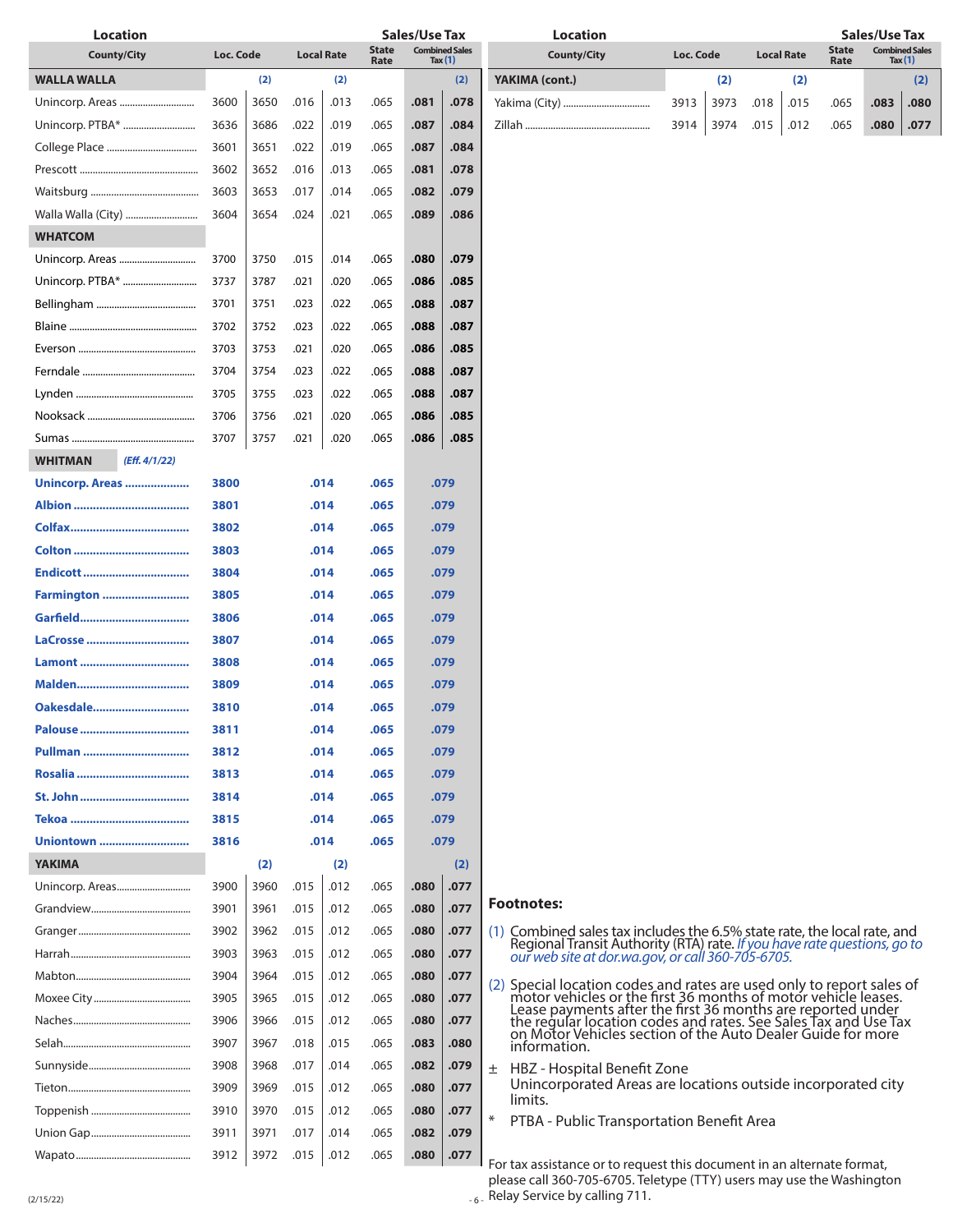| Location County/City | Loc. Code | | Local Rate | | State Rate | Combined Sales Tax (1) | |
|---|---|---|---|---|---|---|---|
| **WALLA WALLA** | | (2) | | (2) | | | (2) |
| Unincorp. Areas | 3600 | 3650 | .016 | .013 | .065 | **.081** | **.078** |
| Unincorp. PTBA* | 3636 | 3686 | .022 | .019 | .065 | **.087** | **.084** |
| College Place | 3601 | 3651 | .022 | .019 | .065 | **.087** | **.084** |
| Prescott | 3602 | 3652 | .016 | .013 | .065 | **.081** | **.078** |
| Waitsburg | 3603 | 3653 | .017 | .014 | .065 | **.082** | **.079** |
| Walla Walla (City) | 3604 | 3654 | .024 | .021 | .065 | **.089** | **.086** |
| **WHATCOM** | | | | | | | |
| Unincorp. Areas | 3700 | 3750 | .015 | .014 | .065 | **.080** | **.079** |
| Unincorp. PTBA* | 3737 | 3787 | .021 | .020 | .065 | **.086** | **.085** |
| Bellingham | 3701 | 3751 | .023 | .022 | .065 | **.088** | **.087** |
| Blaine | 3702 | 3752 | .023 | .022 | .065 | **.088** | **.087** |
| Everson | 3703 | 3753 | .021 | .020 | .065 | **.086** | **.085** |
| Ferndale | 3704 | 3754 | .023 | .022 | .065 | **.088** | **.087** |
| Lynden | 3705 | 3755 | .023 | .022 | .065 | **.088** | **.087** |
| Nooksack | 3706 | 3756 | .021 | .020 | .065 | **.086** | **.085** |
| Sumas | 3707 | 3757 | .021 | .020 | .065 | **.086** | **.085** |
| **WHITMAN** *(Eff. 4/1/22)* | | | | | | | |
| **Unincorp. Areas** | **3800** | | **.014** | | **.065** | **.079** | |
| **Albion** | **3801** | | **.014** | | **.065** | **.079** | |
| **Colfax** | **3802** | | **.014** | | **.065** | **.079** | |
| **Colton** | **3803** | | **.014** | | **.065** | **.079** | |
| **Endicott** | **3804** | | **.014** | | **.065** | **.079** | |
| **Farmington** | **3805** | | **.014** | | **.065** | **.079** | |
| **Garfield** | **3806** | | **.014** | | **.065** | **.079** | |
| **LaCrosse** | **3807** | | **.014** | | **.065** | **.079** | |
| **Lamont** | **3808** | | **.014** | | **.065** | **.079** | |
| **Malden** | **3809** | | **.014** | | **.065** | **.079** | |
| **Oakesdale** | **3810** | | **.014** | | **.065** | **.079** | |
| **Palouse** | **3811** | | **.014** | | **.065** | **.079** | |
| **Pullman** | **3812** | | **.014** | | **.065** | **.079** | |
| **Rosalia** | **3813** | | **.014** | | **.065** | **.079** | |
| **St. John** | **3814** | | **.014** | | **.065** | **.079** | |
| **Tekoa** | **3815** | | **.014** | | **.065** | **.079** | |
| **Uniontown** | **3816** | | **.014** | | **.065** | **.079** | |
| **YAKIMA** | | (2) | | (2) | | | (2) |
| Unincorp. Areas | 3900 | 3960 | .015 | .012 | .065 | **.080** | **.077** |
| Grandview | 3901 | 3961 | .015 | .012 | .065 | **.080** | **.077** |
| Granger | 3902 | 3962 | .015 | .012 | .065 | **.080** | **.077** |
| Harrah | 3903 | 3963 | .015 | .012 | .065 | **.080** | **.077** |
| Mabton | 3904 | 3964 | .015 | .012 | .065 | **.080** | **.077** |
| Moxee City | 3905 | 3965 | .015 | .012 | .065 | **.080** | **.077** |
| Naches | 3906 | 3966 | .015 | .012 | .065 | **.080** | **.077** |
| Selah | 3907 | 3967 | .018 | .015 | .065 | **.083** | **.080** |
| Sunnyside | 3908 | 3968 | .017 | .014 | .065 | **.082** | **.079** |
| Tieton | 3909 | 3969 | .015 | .012 | .065 | **.080** | **.077** |
| Toppenish | 3910 | 3970 | .015 | .012 | .065 | **.080** | **.077** |
| Union Gap | 3911 | 3971 | .017 | .014 | .065 | **.082** | **.079** |
| Wapato | 3912 | 3972 | .015 | .012 | .065 | **.080** | **.077** |
| **YAKIMA (cont.)** | | (2) | | (2) | | | (2) |
| Yakima (City) | 3913 | 3973 | .018 | .015 | .065 | **.083** | **.080** |
| Zillah | 3914 | 3974 | .015 | .012 | .065 | **.080** | **.077** |

**Footnotes:**

(1) Combined sales tax includes the 6.5% state rate, the local rate, and Regional Transit Authority (RTA) rate. *If you have rate questions, go to our web site at dor.wa.gov, or call 360-705-6705.*

(2) Special location codes and rates are used only to report sales of motor vehicles or the first 36 months of motor vehicle leases. Lease payments after the first 36 months are reported under the regular location codes and rates. See Sales Tax and Use Tax on Motor Vehicles section of the Auto Dealer Guide for more information.

± HBZ - Hospital Benefit Zone
Unincorporated Areas are locations outside incorporated city limits.

* PTBA - Public Transportation Benefit Area

For tax assistance or to request this document in an alternate format, please call 360-705-6705. Teletype (TTY) users may use the Washington Relay Service by calling 711.

(2/15/22)